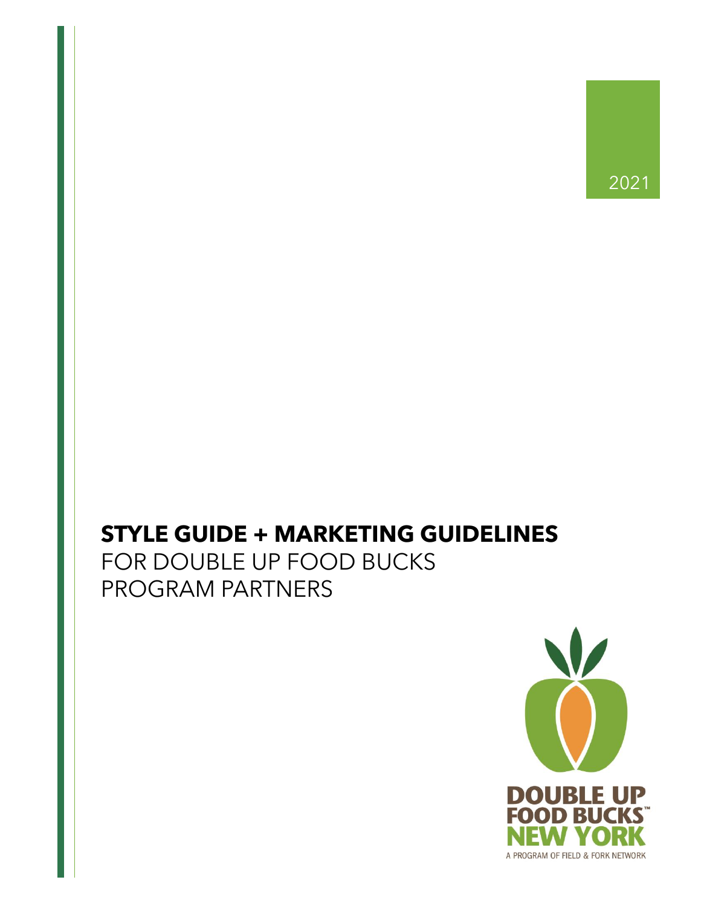2021

# STYLE GUIDE + MARKETING GUIDELINES

FOR DOUBLE UP FOOD BUCKS PROGRAM PARTNERS

DOUBLE UP FOOD BUCKS™ NEW YORK

A PROGRAM OF FIELD & FORK NETWORK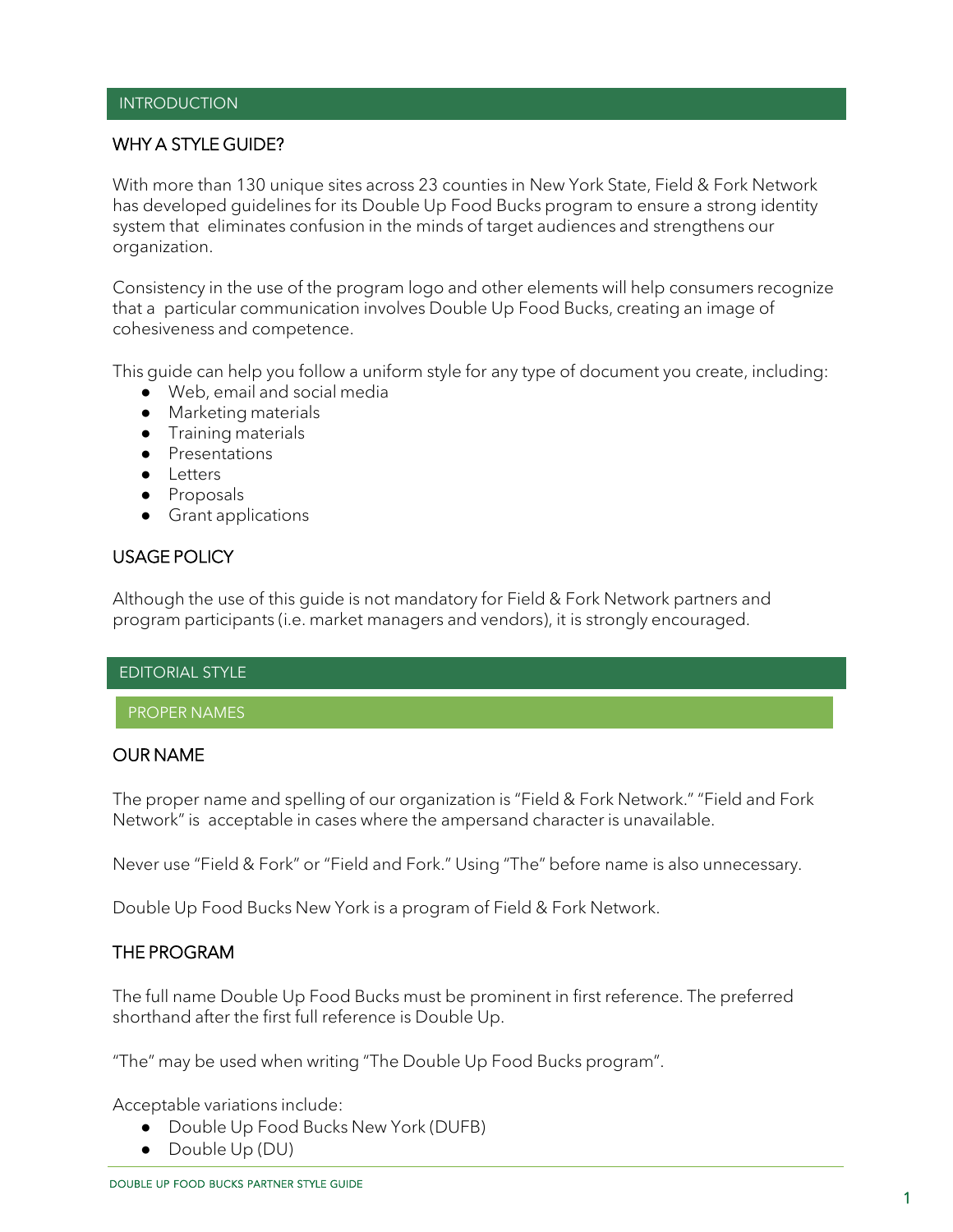## INTRODUCTION

### WHY A STYLE GUIDE?

With more than 130 unique sites across 23 counties in New York State, Field & Fork Network has developed guidelines for its Double Up Food Bucks program to ensure a strong identity system that eliminates confusion in the minds of target audiences and strengthens our organization.

Consistency in the use of the program logo and other elements will help consumers recognize that a particular communication involves Double Up Food Bucks, creating an image of cohesiveness and competence.

This guide can help you follow a uniform style for any type of document you create, including:

- Web, email and social media
- Marketing materials
- Training materials
- Presentations
- Letters
- Proposals
- Grant applications

### USAGE POLICY

Although the use of this guide is not mandatory for Field & Fork Network partners and program participants (i.e. market managers and vendors), it is strongly encouraged.

## EDITORIAL STYLE

### PROPER NAMES

#### OUR NAME

The proper name and spelling of our organization is "Field & Fork Network." "Field and Fork Network" is acceptable in cases where the ampersand character is unavailable.

Never use "Field & Fork" or "Field and Fork." Using "The" before name is also unnecessary.

Double Up Food Bucks New York is a program of Field & Fork Network.

#### THE PROGRAM

The full name Double Up Food Bucks must be prominent in first reference. The preferred shorthand after the first full reference is Double Up.

"The" may be used when writing "The Double Up Food Bucks program".

Acceptable variations include:

- Double Up Food Bucks New York (DUFB)
- Double Up (DU)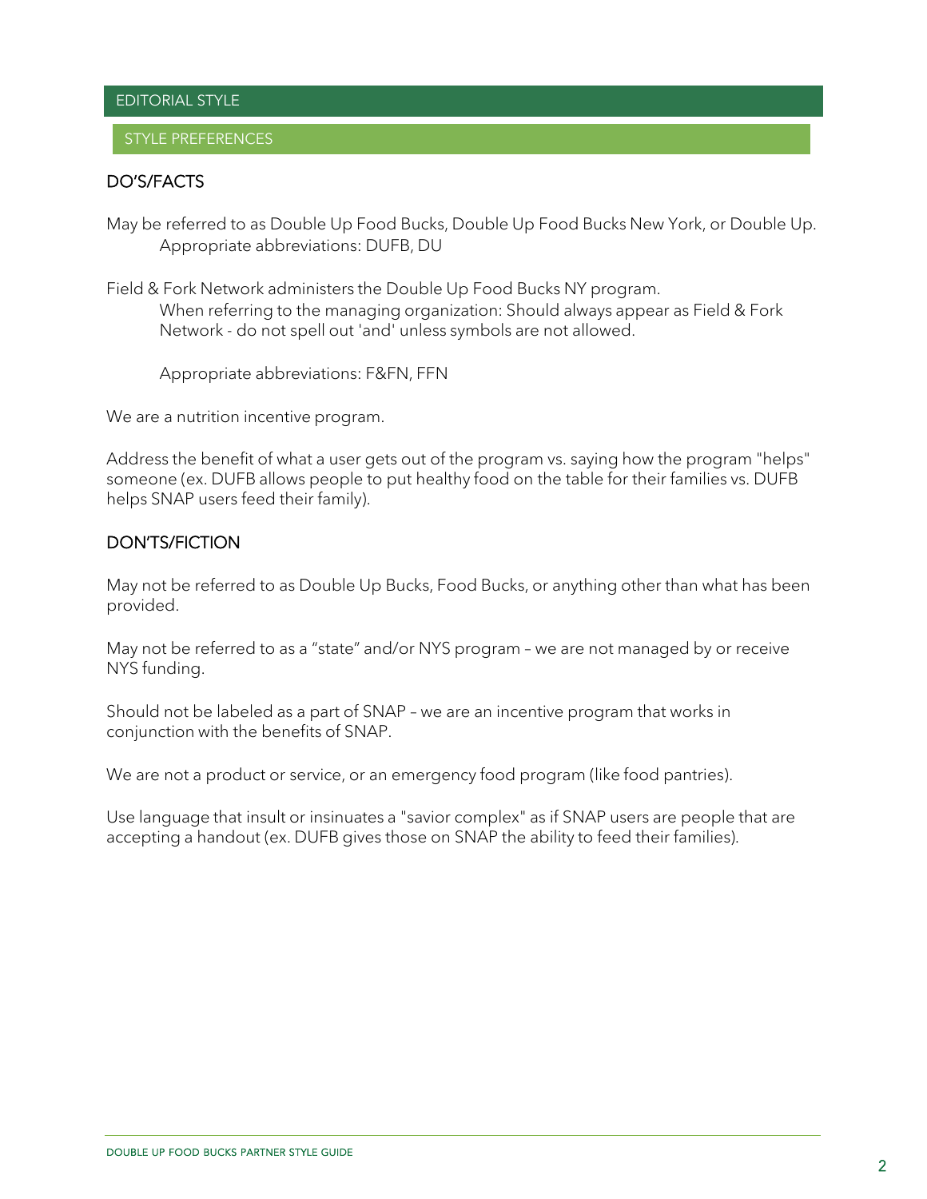# EDITORIAL STYLE

## STYLE PREFERENCES

### DO'S/FACTS

May be referred to as Double Up Food Bucks, Double Up Food Bucks New York, or Double Up.
Appropriate abbreviations: DUFB, DU

Field & Fork Network administers the Double Up Food Bucks NY program.
When referring to the managing organization: Should always appear as Field & Fork Network - do not spell out 'and' unless symbols are not allowed.

Appropriate abbreviations: F&FN, FFN

We are a nutrition incentive program.

Address the benefit of what a user gets out of the program vs. saying how the program "helps" someone (ex. DUFB allows people to put healthy food on the table for their families vs. DUFB helps SNAP users feed their family).

### DON'TS/FICTION

May not be referred to as Double Up Bucks, Food Bucks, or anything other than what has been provided.

May not be referred to as a "state" and/or NYS program – we are not managed by or receive NYS funding.

Should not be labeled as a part of SNAP – we are an incentive program that works in conjunction with the benefits of SNAP.

We are not a product or service, or an emergency food program (like food pantries).

Use language that insult or insinuates a "savior complex" as if SNAP users are people that are accepting a handout (ex. DUFB gives those on SNAP the ability to feed their families).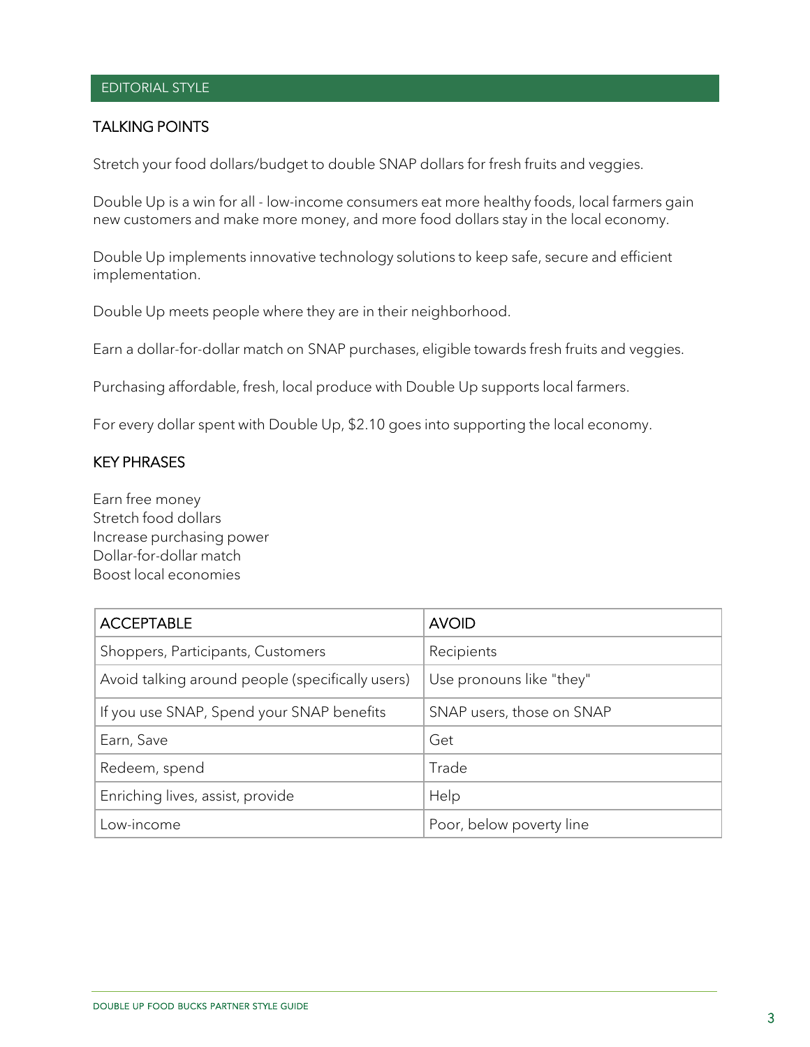## EDITORIAL STYLE

### TALKING POINTS

Stretch your food dollars/budget to double SNAP dollars for fresh fruits and veggies.

Double Up is a win for all - low-income consumers eat more healthy foods, local farmers gain new customers and make more money, and more food dollars stay in the local economy.

Double Up implements innovative technology solutions to keep safe, secure and efficient implementation.

Double Up meets people where they are in their neighborhood.

Earn a dollar-for-dollar match on SNAP purchases, eligible towards fresh fruits and veggies.

Purchasing affordable, fresh, local produce with Double Up supports local farmers.

For every dollar spent with Double Up, $2.10 goes into supporting the local economy.

### KEY PHRASES

Earn free money
Stretch food dollars
Increase purchasing power
Dollar-for-dollar match
Boost local economies

| ACCEPTABLE | AVOID |
|---|---|
| Shoppers, Participants, Customers | Recipients |
| Avoid talking around people (specifically users) | Use pronouns like "they" |
| If you use SNAP, Spend your SNAP benefits | SNAP users, those on SNAP |
| Earn, Save | Get |
| Redeem, spend | Trade |
| Enriching lives, assist, provide | Help |
| Low-income | Poor, below poverty line |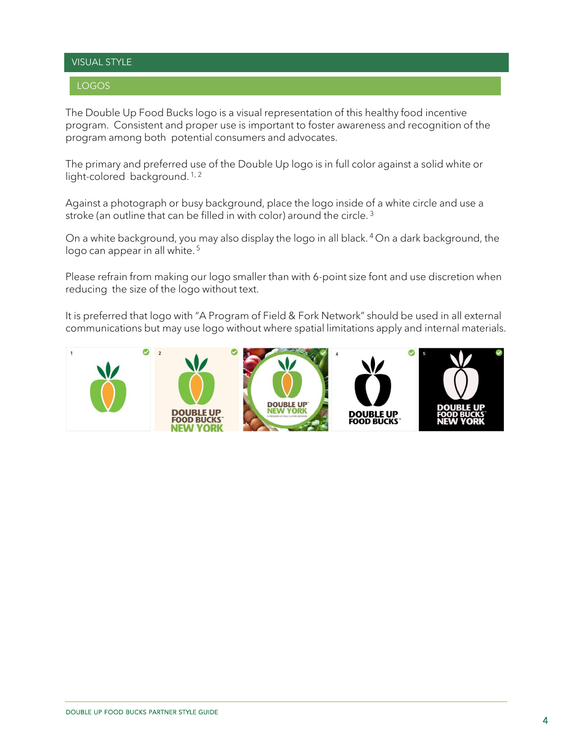# VISUAL STYLE

## LOGOS

The Double Up Food Bucks logo is a visual representation of this healthy food incentive program. Consistent and proper use is important to foster awareness and recognition of the program among both potential consumers and advocates.

The primary and preferred use of the Double Up logo is in full color against a solid white or light-colored background.[1, 2]

Against a photograph or busy background, place the logo inside of a white circle and use a stroke (an outline that can be filled in with color) around the circle.[3]

On a white background, you may also display the logo in all black.[4] On a dark background, the logo can appear in all white.[5]

Please refrain from making our logo smaller than with 6-point size font and use discretion when reducing the size of the logo without text.

It is preferred that logo with "A Program of Field & Fork Network" should be used in all external communications but may use logo without where spatial limitations apply and internal materials.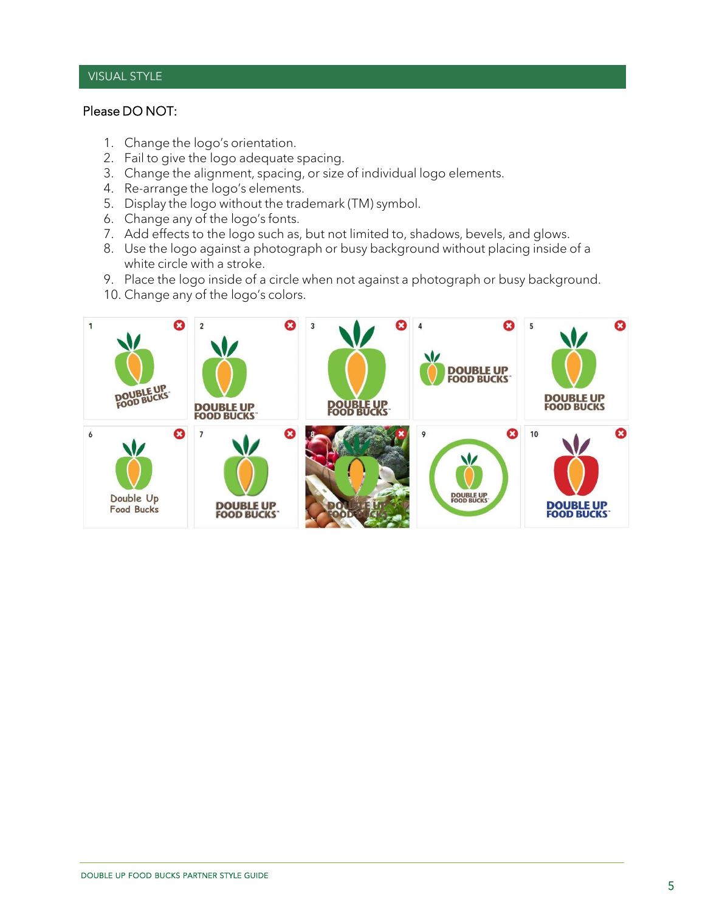## VISUAL STYLE

Please DO NOT:

1. Change the logo's orientation.
2. Fail to give the logo adequate spacing.
3. Change the alignment, spacing, or size of individual logo elements.
4. Re-arrange the logo's elements.
5. Display the logo without the trademark (TM) symbol.
6. Change any of the logo's fonts.
7. Add effects to the logo such as, but not limited to, shadows, bevels, and glows.
8. Use the logo against a photograph or busy background without placing inside of a white circle with a stroke.
9. Place the logo inside of a circle when not against a photograph or busy background.
10. Change any of the logo's colors.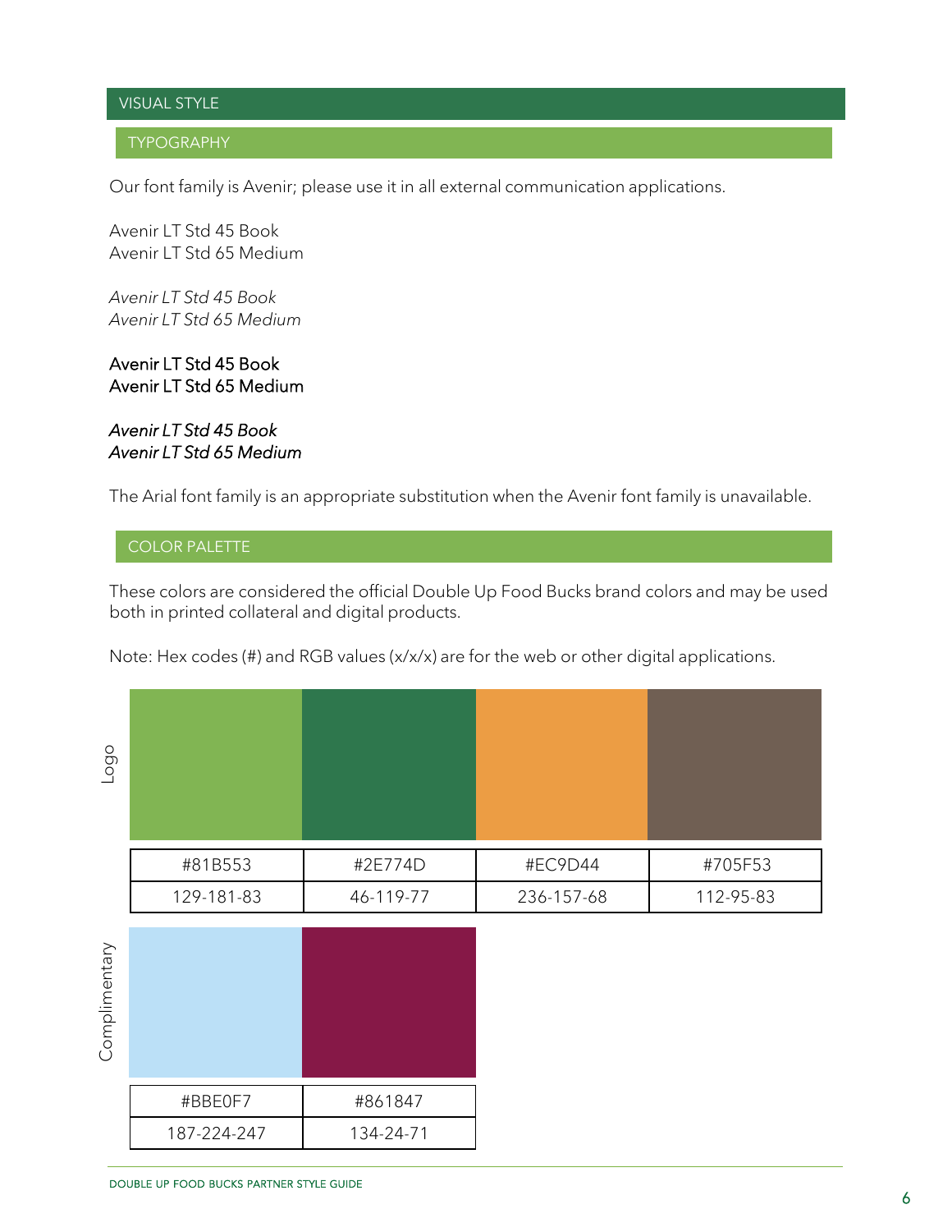# VISUAL STYLE

## TYPOGRAPHY

Our font family is Avenir; please use it in all external communication applications.

Avenir LT Std 45 Book
Avenir LT Std 65 Medium

*Avenir LT Std 45 Book*
*Avenir LT Std 65 Medium*

**Avenir LT Std 45 Book**
**Avenir LT Std 65 Medium**

***Avenir LT Std 45 Book***
***Avenir LT Std 65 Medium***

The Arial font family is an appropriate substitution when the Avenir font family is unavailable.

## COLOR PALETTE

These colors are considered the official Double Up Food Bucks brand colors and may be used both in printed collateral and digital products.

Note: Hex codes (#) and RGB values (x/x/x) are for the web or other digital applications.

Logo

| #81B553 | #2E774D | #EC9D44 | #705F53 |
|---|---|---|---|
| 129-181-83 | 46-119-77 | 236-157-68 | 112-95-83 |

Complimentary

| #BBE0F7 | #861847 |
|---|---|
| 187-224-247 | 134-24-71 |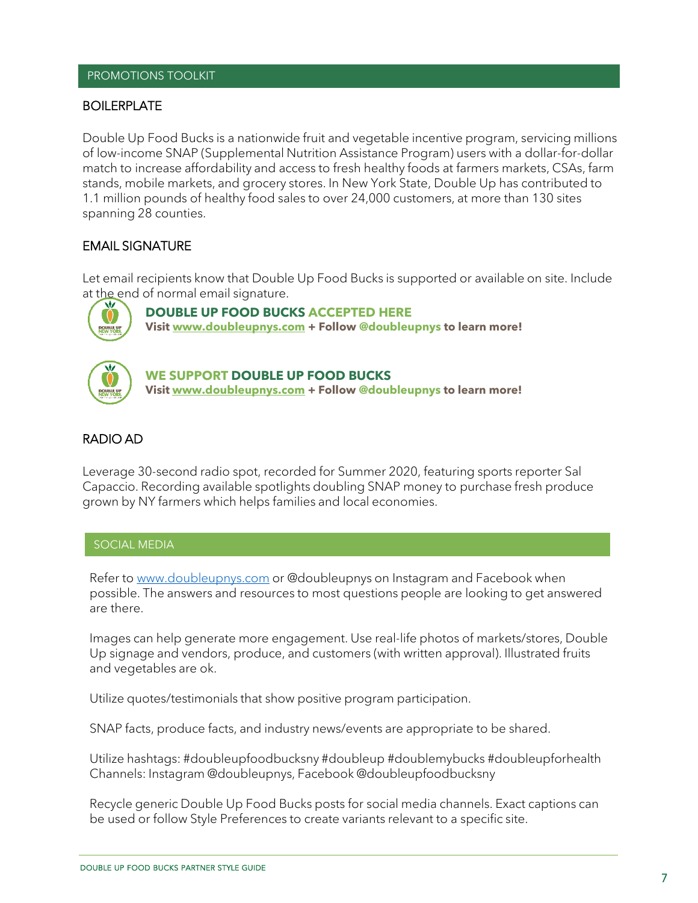## PROMOTIONS TOOLKIT

### BOILERPLATE

Double Up Food Bucks is a nationwide fruit and vegetable incentive program, servicing millions of low-income SNAP (Supplemental Nutrition Assistance Program) users with a dollar-for-dollar match to increase affordability and access to fresh healthy foods at farmers markets, CSAs, farm stands, mobile markets, and grocery stores. In New York State, Double Up has contributed to 1.1 million pounds of healthy food sales to over 24,000 customers, at more than 130 sites spanning 28 counties.

### EMAIL SIGNATURE

Let email recipients know that Double Up Food Bucks is supported or available on site. Include at the end of normal email signature.

**DOUBLE UP FOOD BUCKS ACCEPTED HERE**
**Visit www.doubleupnys.com + Follow @doubleupnys to learn more!**

**WE SUPPORT DOUBLE UP FOOD BUCKS**
**Visit www.doubleupnys.com + Follow @doubleupnys to learn more!**

### RADIO AD

Leverage 30-second radio spot, recorded for Summer 2020, featuring sports reporter Sal Capaccio. Recording available spotlights doubling SNAP money to purchase fresh produce grown by NY farmers which helps families and local economies.

## SOCIAL MEDIA

Refer to www.doubleupnys.com or @doubleupnys on Instagram and Facebook when possible. The answers and resources to most questions people are looking to get answered are there.

Images can help generate more engagement. Use real-life photos of markets/stores, Double Up signage and vendors, produce, and customers (with written approval). Illustrated fruits and vegetables are ok.

Utilize quotes/testimonials that show positive program participation.

SNAP facts, produce facts, and industry news/events are appropriate to be shared.

Utilize hashtags: #doubleupfoodbucksny #doubleup #doublemybucks #doubleupforhealth
Channels: Instagram @doubleupnys, Facebook @doubleupfoodbucksny

Recycle generic Double Up Food Bucks posts for social media channels. Exact captions can be used or follow Style Preferences to create variants relevant to a specific site.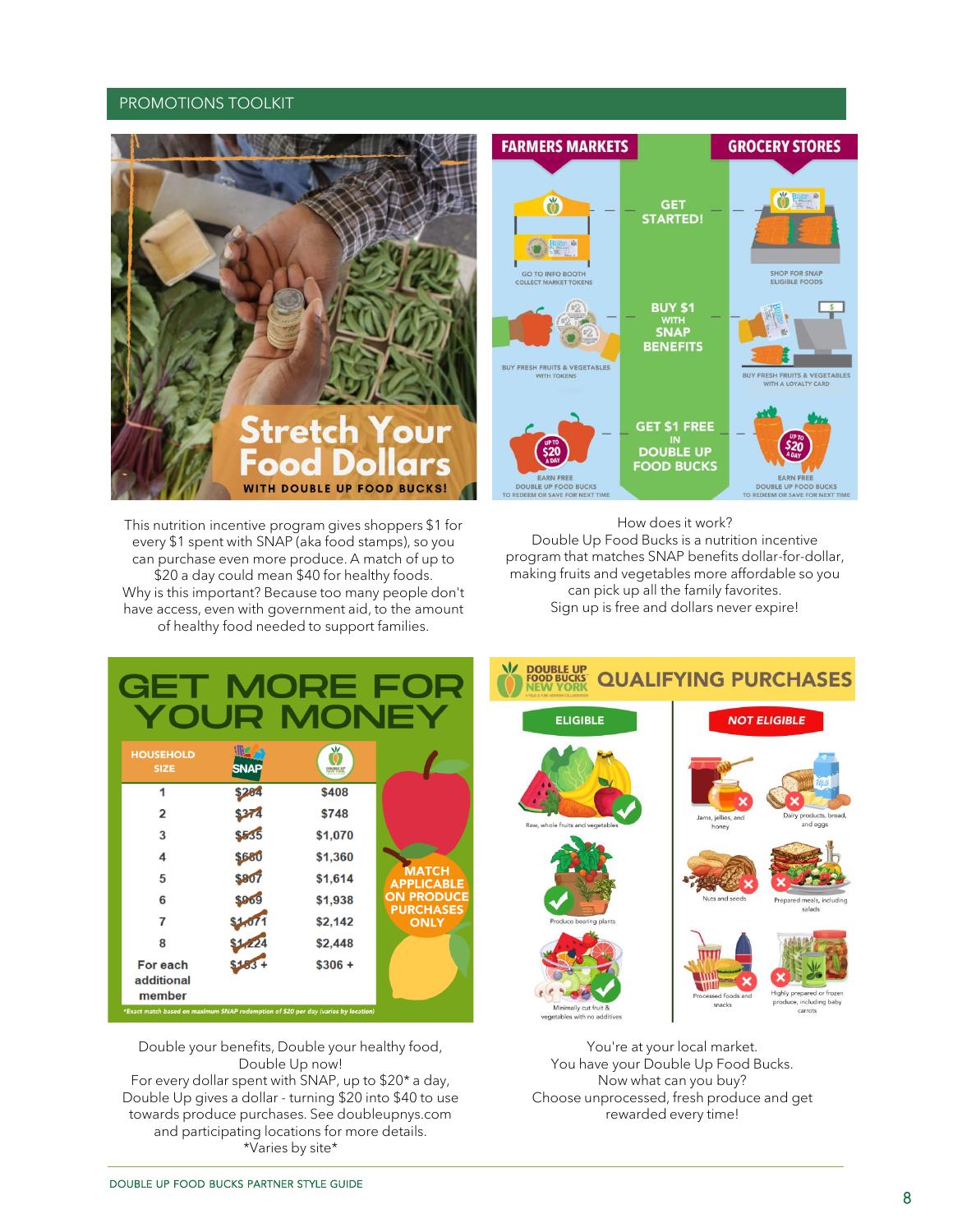## PROMOTIONS TOOLKIT

# Stretch Your Food Dollars

WITH DOUBLE UP FOOD BUCKS!

This nutrition incentive program gives shoppers $1 for every $1 spent with SNAP (aka food stamps), so you can purchase even more produce. A match of up to $20 a day could mean $40 for healthy foods. Why is this important? Because too many people don't have access, even with government aid, to the amount of healthy food needed to support families.

| FARMERS MARKETS | | GROCERY STORES |
|---|---|---|
| GO TO INFO BOOTH COLLECT MARKET TOKENS | GET STARTED! | SHOP FOR SNAP ELIGIBLE FOODS |
| BUY FRESH FRUITS & VEGETABLES WITH TOKENS | BUY $1 WITH SNAP BENEFITS | BUY FRESH FRUITS & VEGETABLES WITH A LOYALTY CARD |
| EARN FREE DOUBLE UP FOOD BUCKS TO REDEEM OR SAVE FOR NEXT TIME (UP TO $20 A DAY) | GET $1 FREE IN DOUBLE UP FOOD BUCKS | EARN FREE DOUBLE UP FOOD BUCKS TO REDEEM OR SAVE FOR NEXT TIME (UP TO $20 A DAY) |

How does it work?
Double Up Food Bucks is a nutrition incentive program that matches SNAP benefits dollar-for-dollar, making fruits and vegetables more affordable so you can pick up all the family favorites.
Sign up is free and dollars never expire!

# GET MORE FOR YOUR MONEY

| HOUSEHOLD SIZE | SNAP | DOUBLE UP NEW YORK |
|---|---|---|
| 1 | ~~$204~~ | $408 |
| 2 | ~~$374~~ | $748 |
| 3 | ~~$535~~ | $1,070 |
| 4 | ~~$680~~ | $1,360 |
| 5 | ~~$807~~ | $1,614 |
| 6 | ~~$969~~ | $1,938 |
| 7 | ~~$1,071~~ | $2,142 |
| 8 | ~~$1,224~~ | $2,448 |
| For each additional member | ~~$153~~ + | $306 + |

*Exact match based on maximum SNAP redemption of $20 per day (varies by location)

MATCH APPLICABLE ON PRODUCE PURCHASES ONLY

Double your benefits, Double your healthy food, Double Up now!
For every dollar spent with SNAP, up to $20* a day, Double Up gives a dollar - turning $20 into $40 to use towards produce purchases. See doubleupnys.com and participating locations for more details.
*Varies by site*

## DOUBLE UP FOOD BUCKS NEW YORK QUALIFYING PURCHASES

| ELIGIBLE | NOT ELIGIBLE |
|---|---|
| Raw, whole fruits and vegetables | Jams, jellies, and honey |
| Produce bearing plants | Dairy products, bread, and eggs |
| Minimally cut fruit & vegetables with no additives | Nuts and seeds |
| | Prepared meals, including salads |
| | Processed foods and snacks |
| | Highly prepared or frozen produce, including baby carrots |

You're at your local market.
You have your Double Up Food Bucks.
Now what can you buy?
Choose unprocessed, fresh produce and get rewarded every time!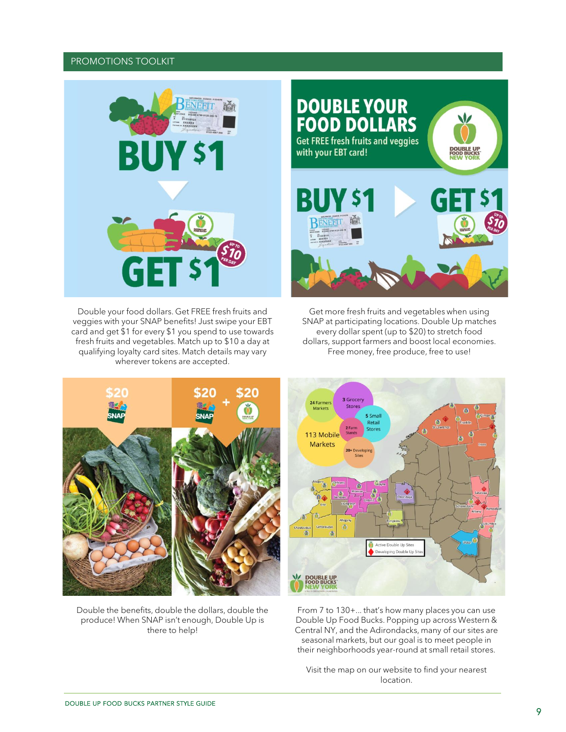## PROMOTIONS TOOLKIT

BUY $1

GET $1

UP TO $10 PER DAY

Double your food dollars. Get FREE fresh fruits and veggies with your SNAP benefits! Just swipe your EBT card and get $1 for every $1 you spend to use towards fresh fruits and vegetables. Match up to $10 a day at qualifying loyalty card sites. Match details may vary wherever tokens are accepted.

DOUBLE YOUR FOOD DOLLARS

Get FREE fresh fruits and veggies with your EBT card!

BUY $1 GET $1

UP TO $10 PER DAY

Get more fresh fruits and vegetables when using SNAP at participating locations. Double Up matches every dollar spent (up to $20) to stretch food dollars, support farmers and boost local economies. Free money, free produce, free to use!

$20 SNAP

$20 SNAP + $20

Double the benefits, double the dollars, double the produce! When SNAP isn't enough, Double Up is there to help!

24 Farmers Markets

3 Grocery Stores

5 Small Retail Stores

2 Farm Stands

113 Mobile Markets

20+ Developing Sites

Active Double Up Sites

Developing Double Up Sites

From 7 to 130+... that's how many places you can use Double Up Food Bucks. Popping up across Western & Central NY, and the Adirondacks, many of our sites are seasonal markets, but our goal is to meet people in their neighborhoods year-round at small retail stores.

Visit the map on our website to find your nearest location.